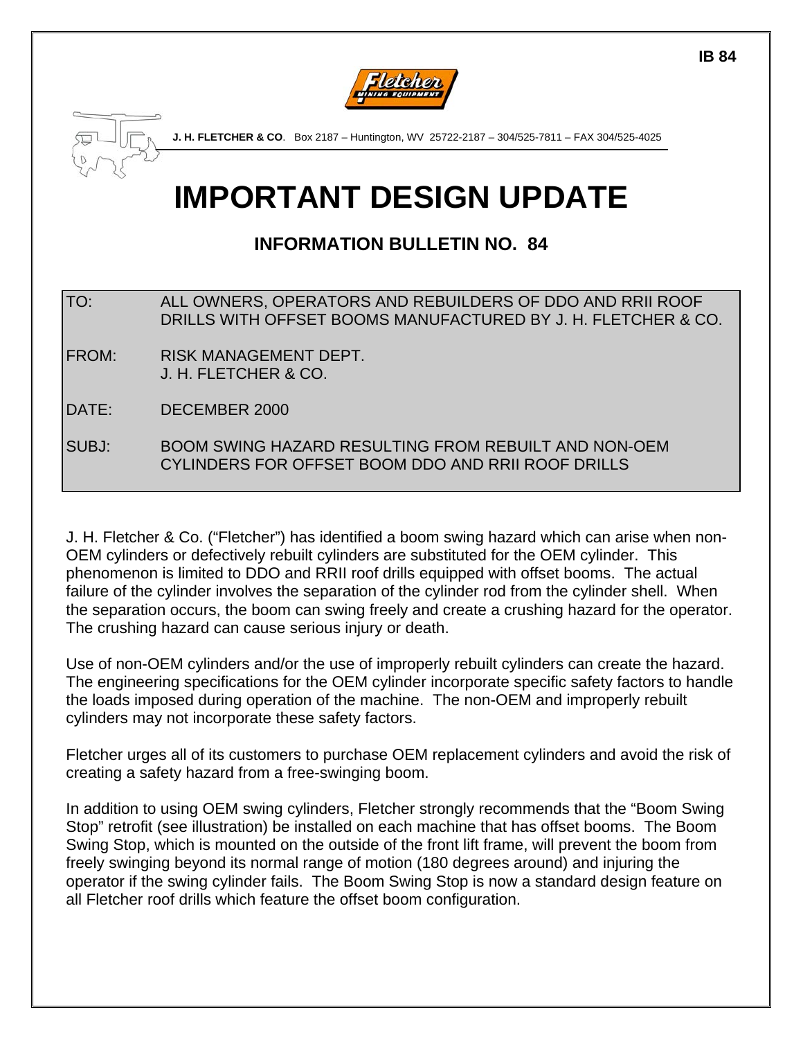IB 84

**J. H. FLETCHER & CO**. Box 2187 – Huntington, WV 25722-2187 – 304/525-7811 – FAX 304/525-4025

# IMPORTANT DESIGN UPDATE

## INFORMATION BULLETIN NO. 84

| | |
|---|---|
| TO: | ALL OWNERS, OPERATORS AND REBUILDERS OF DDO AND RRII ROOF DRILLS WITH OFFSET BOOMS MANUFACTURED BY J. H. FLETCHER & CO. |
| FROM: | RISK MANAGEMENT DEPT. J. H. FLETCHER & CO. |
| DATE: | DECEMBER 2000 |
| SUBJ: | BOOM SWING HAZARD RESULTING FROM REBUILT AND NON-OEM CYLINDERS FOR OFFSET BOOM DDO AND RRII ROOF DRILLS |

J. H. Fletcher & Co. ("Fletcher") has identified a boom swing hazard which can arise when non-OEM cylinders or defectively rebuilt cylinders are substituted for the OEM cylinder. This phenomenon is limited to DDO and RRII roof drills equipped with offset booms. The actual failure of the cylinder involves the separation of the cylinder rod from the cylinder shell. When the separation occurs, the boom can swing freely and create a crushing hazard for the operator. The crushing hazard can cause serious injury or death.

Use of non-OEM cylinders and/or the use of improperly rebuilt cylinders can create the hazard. The engineering specifications for the OEM cylinder incorporate specific safety factors to handle the loads imposed during operation of the machine. The non-OEM and improperly rebuilt cylinders may not incorporate these safety factors.

Fletcher urges all of its customers to purchase OEM replacement cylinders and avoid the risk of creating a safety hazard from a free-swinging boom.

In addition to using OEM swing cylinders, Fletcher strongly recommends that the "Boom Swing Stop" retrofit (see illustration) be installed on each machine that has offset booms. The Boom Swing Stop, which is mounted on the outside of the front lift frame, will prevent the boom from freely swinging beyond its normal range of motion (180 degrees around) and injuring the operator if the swing cylinder fails. The Boom Swing Stop is now a standard design feature on all Fletcher roof drills which feature the offset boom configuration.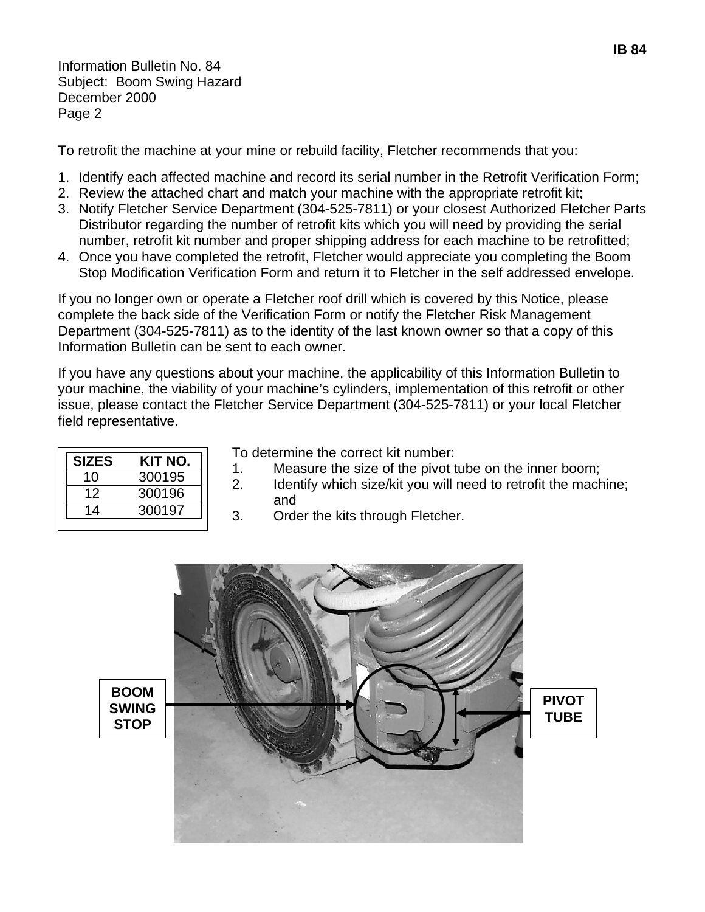Information Bulletin No. 84
Subject: Boom Swing Hazard
December 2000
Page 2

To retrofit the machine at your mine or rebuild facility, Fletcher recommends that you:

1. Identify each affected machine and record its serial number in the Retrofit Verification Form;
2. Review the attached chart and match your machine with the appropriate retrofit kit;
3. Notify Fletcher Service Department (304-525-7811) or your closest Authorized Fletcher Parts Distributor regarding the number of retrofit kits which you will need by providing the serial number, retrofit kit number and proper shipping address for each machine to be retrofitted;
4. Once you have completed the retrofit, Fletcher would appreciate you completing the Boom Stop Modification Verification Form and return it to Fletcher in the self addressed envelope.

If you no longer own or operate a Fletcher roof drill which is covered by this Notice, please complete the back side of the Verification Form or notify the Fletcher Risk Management Department (304-525-7811) as to the identity of the last known owner so that a copy of this Information Bulletin can be sent to each owner.

If you have any questions about your machine, the applicability of this Information Bulletin to your machine, the viability of your machine's cylinders, implementation of this retrofit or other issue, please contact the Fletcher Service Department (304-525-7811) or your local Fletcher field representative.

| SIZES | KIT NO. |
|---|---|
| 10 | 300195 |
| 12 | 300196 |
| 14 | 300197 |

To determine the correct kit number:

1. Measure the size of the pivot tube on the inner boom;
2. Identify which size/kit you will need to retrofit the machine; and
3. Order the kits through Fletcher.

BOOM SWING STOP

PIVOT TUBE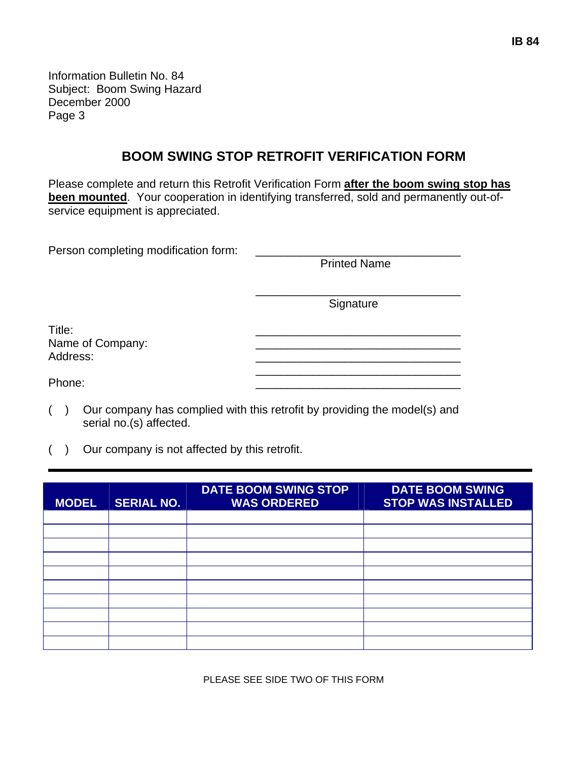Information Bulletin No. 84
Subject: Boom Swing Hazard
December 2000
Page 3

## BOOM SWING STOP RETROFIT VERIFICATION FORM

Please complete and return this Retrofit Verification Form **after the boom swing stop has been mounted**. Your cooperation in identifying transferred, sold and permanently out-of-service equipment is appreciated.

Person completing modification form: ________________________________
Printed Name

________________________________
Signature

Title: ________________________________
Name of Company: ________________________________
Address: ________________________________
________________________________
Phone: ________________________________

( ) Our company has complied with this retrofit by providing the model(s) and serial no.(s) affected.

( ) Our company is not affected by this retrofit.

| MODEL | SERIAL NO. | DATE BOOM SWING STOP WAS ORDERED | DATE BOOM SWING STOP WAS INSTALLED |
|---|---|---|---|
| | | | |
| | | | |
| | | | |
| | | | |
| | | | |
| | | | |
| | | | |
| | | | |
| | | | |
| | | | |

PLEASE SEE SIDE TWO OF THIS FORM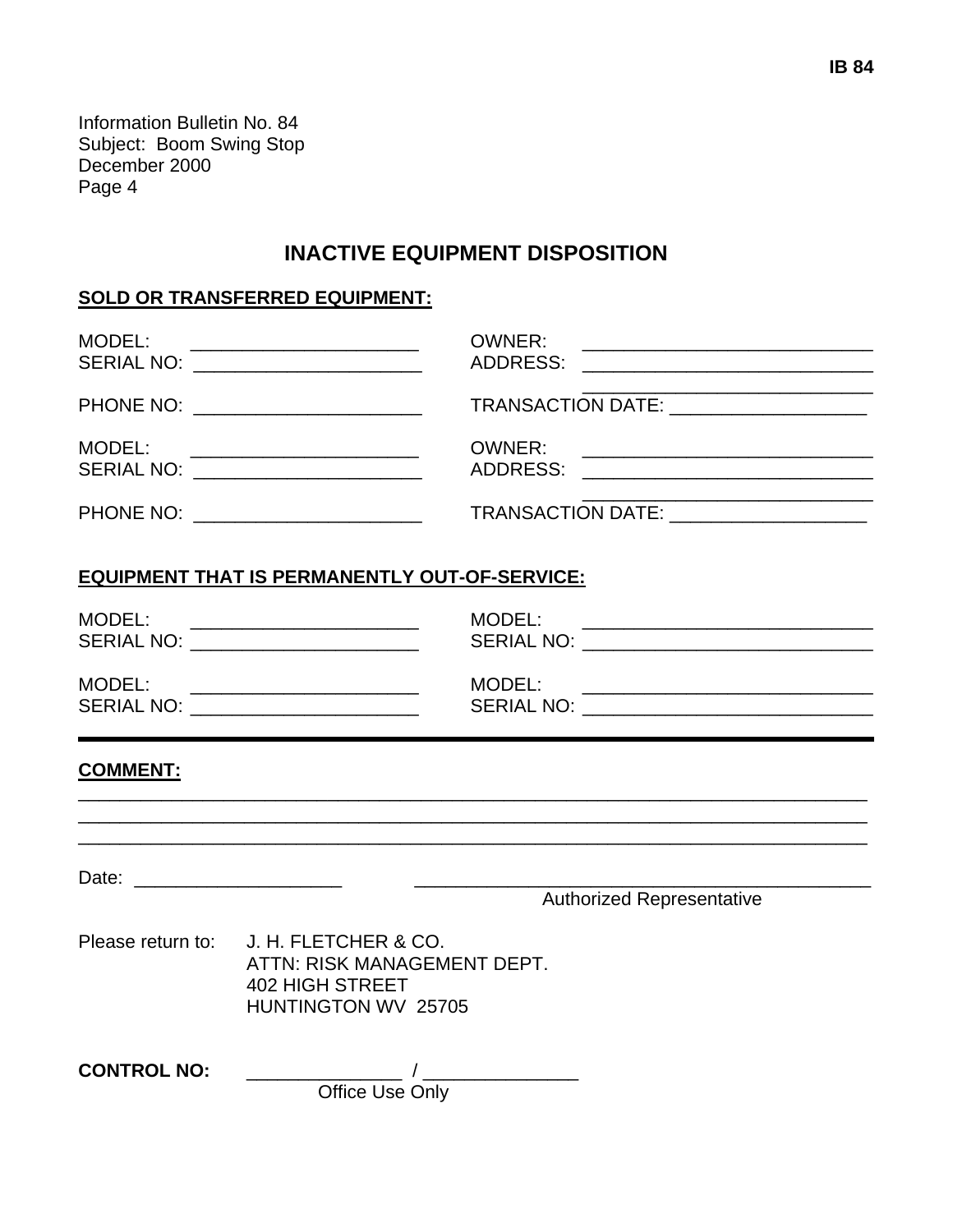Information Bulletin No. 84
Subject: Boom Swing Stop
December 2000
Page 4

# INACTIVE EQUIPMENT DISPOSITION

**SOLD OR TRANSFERRED EQUIPMENT:**

MODEL: ______________________ OWNER: ____________________________
SERIAL NO: ______________________ ADDRESS: ____________________________
____________________________
PHONE NO: ______________________ TRANSACTION DATE: ___________________

MODEL: ______________________ OWNER: ____________________________
SERIAL NO: ______________________ ADDRESS: ____________________________
____________________________
PHONE NO: ______________________ TRANSACTION DATE: ___________________

**EQUIPMENT THAT IS PERMANENTLY OUT-OF-SERVICE:**

MODEL: ______________________ MODEL: ____________________________
SERIAL NO: ______________________ SERIAL NO: ____________________________

MODEL: ______________________ MODEL: ____________________________
SERIAL NO: ______________________ SERIAL NO: ____________________________

---

**COMMENT:**
____________________________________________________________________________
____________________________________________________________________________
____________________________________________________________________________

Date: ____________________ ____________________________________________
Authorized Representative

Please return to: J. H. FLETCHER & CO.
ATTN: RISK MANAGEMENT DEPT.
402 HIGH STREET
HUNTINGTON WV 25705

**CONTROL NO:** _______________ / _______________
Office Use Only